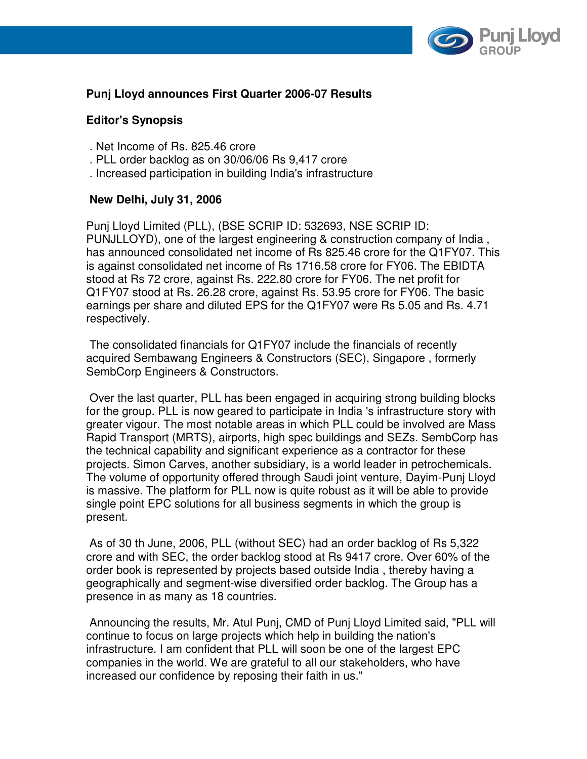## Punj Lloyd announces First Quarter 2006-07 Results

### Editor's Synopsis

- Net Income of Rs. 825.46 crore
- PLL order backlog as on 30/06/06 Rs 9,417 crore
- Increased participation in building India's infrastructure

**New Delhi, July 31, 2006**

Punj Lloyd Limited (PLL), (BSE SCRIP ID: 532693, NSE SCRIP ID: PUNJLLOYD), one of the largest engineering & construction company of India , has announced consolidated net income of Rs 825.46 crore for the Q1FY07. This is against consolidated net income of Rs 1716.58 crore for FY06. The EBIDTA stood at Rs 72 crore, against Rs. 222.80 crore for FY06. The net profit for Q1FY07 stood at Rs. 26.28 crore, against Rs. 53.95 crore for FY06. The basic earnings per share and diluted EPS for the Q1FY07 were Rs 5.05 and Rs. 4.71 respectively.

The consolidated financials for Q1FY07 include the financials of recently acquired Sembawang Engineers & Constructors (SEC), Singapore , formerly SembCorp Engineers & Constructors.

Over the last quarter, PLL has been engaged in acquiring strong building blocks for the group. PLL is now geared to participate in India 's infrastructure story with greater vigour. The most notable areas in which PLL could be involved are Mass Rapid Transport (MRTS), airports, high spec buildings and SEZs. SembCorp has the technical capability and significant experience as a contractor for these projects. Simon Carves, another subsidiary, is a world leader in petrochemicals. The volume of opportunity offered through Saudi joint venture, Dayim-Punj Lloyd is massive. The platform for PLL now is quite robust as it will be able to provide single point EPC solutions for all business segments in which the group is present.

As of 30 th June, 2006, PLL (without SEC) had an order backlog of Rs 5,322 crore and with SEC, the order backlog stood at Rs 9417 crore. Over 60% of the order book is represented by projects based outside India , thereby having a geographically and segment-wise diversified order backlog. The Group has a presence in as many as 18 countries.

Announcing the results, Mr. Atul Punj, CMD of Punj Lloyd Limited said, "PLL will continue to focus on large projects which help in building the nation's infrastructure. I am confident that PLL will soon be one of the largest EPC companies in the world. We are grateful to all our stakeholders, who have increased our confidence by reposing their faith in us."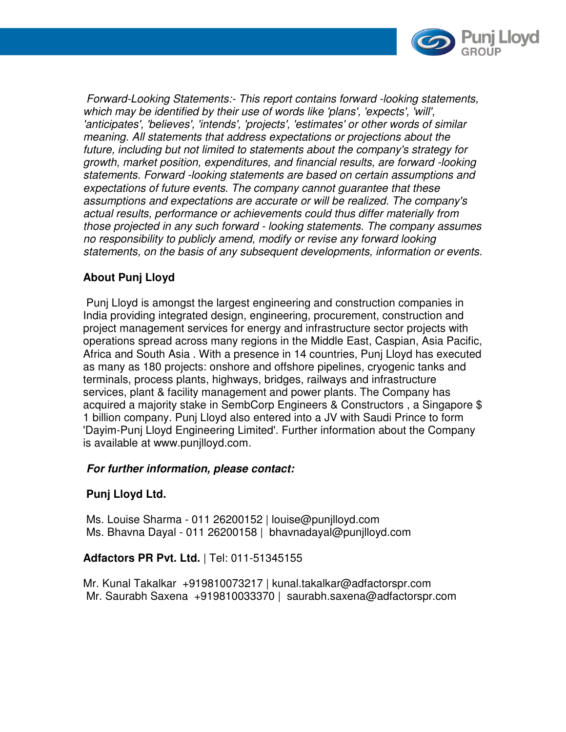*Forward-Looking Statements:- This report contains forward -looking statements, which may be identified by their use of words like 'plans', 'expects', 'will', 'anticipates', 'believes', 'intends', 'projects', 'estimates' or other words of similar meaning. All statements that address expectations or projections about the future, including but not limited to statements about the company's strategy for growth, market position, expenditures, and financial results, are forward -looking statements. Forward -looking statements are based on certain assumptions and expectations of future events. The company cannot guarantee that these assumptions and expectations are accurate or will be realized. The company's actual results, performance or achievements could thus differ materially from those projected in any such forward - looking statements. The company assumes no responsibility to publicly amend, modify or revise any forward looking statements, on the basis of any subsequent developments, information or events.*

**About Punj Lloyd**

Punj Lloyd is amongst the largest engineering and construction companies in India providing integrated design, engineering, procurement, construction and project management services for energy and infrastructure sector projects with operations spread across many regions in the Middle East, Caspian, Asia Pacific, Africa and South Asia . With a presence in 14 countries, Punj Lloyd has executed as many as 180 projects: onshore and offshore pipelines, cryogenic tanks and terminals, process plants, highways, bridges, railways and infrastructure services, plant & facility management and power plants. The Company has acquired a majority stake in SembCorp Engineers & Constructors , a Singapore $ 1 billion company. Punj Lloyd also entered into a JV with Saudi Prince to form 'Dayim-Punj Lloyd Engineering Limited'. Further information about the Company is available at www.punjlloyd.com.

***For further information, please contact:***

**Punj Lloyd Ltd.**

Ms. Louise Sharma - 011 26200152 | louise@punjlloyd.com
Ms. Bhavna Dayal - 011 26200158 | bhavnadayal@punjlloyd.com

**Adfactors PR Pvt. Ltd.** | Tel: 011-51345155

Mr. Kunal Takalkar +919810073217 | kunal.takalkar@adfactorspr.com
Mr. Saurabh Saxena +919810033370 | saurabh.saxena@adfactorspr.com